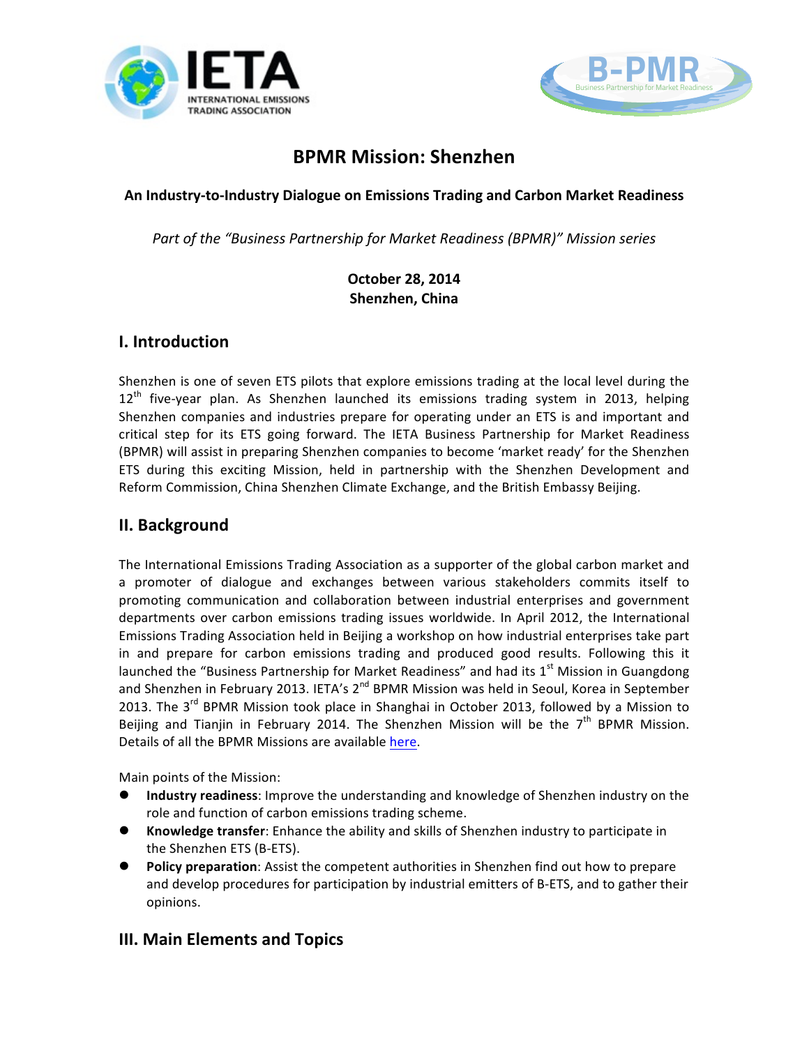# BPMR Mission: Shenzhen

**An Industry-to-Industry Dialogue on Emissions Trading and Carbon Market Readiness**

*Part of the "Business Partnership for Market Readiness (BPMR)" Mission series*

**October 28, 2014**
**Shenzhen, China**

## I. Introduction

Shenzhen is one of seven ETS pilots that explore emissions trading at the local level during the 12th five-year plan. As Shenzhen launched its emissions trading system in 2013, helping Shenzhen companies and industries prepare for operating under an ETS is and important and critical step for its ETS going forward. The IETA Business Partnership for Market Readiness (BPMR) will assist in preparing Shenzhen companies to become 'market ready' for the Shenzhen ETS during this exciting Mission, held in partnership with the Shenzhen Development and Reform Commission, China Shenzhen Climate Exchange, and the British Embassy Beijing.

## II. Background

The International Emissions Trading Association as a supporter of the global carbon market and a promoter of dialogue and exchanges between various stakeholders commits itself to promoting communication and collaboration between industrial enterprises and government departments over carbon emissions trading issues worldwide. In April 2012, the International Emissions Trading Association held in Beijing a workshop on how industrial enterprises take part in and prepare for carbon emissions trading and produced good results. Following this it launched the "Business Partnership for Market Readiness" and had its 1st Mission in Guangdong and Shenzhen in February 2013. IETA's 2nd BPMR Mission was held in Seoul, Korea in September 2013. The 3rd BPMR Mission took place in Shanghai in October 2013, followed by a Mission to Beijing and Tianjin in February 2014. The Shenzhen Mission will be the 7th BPMR Mission. Details of all the BPMR Missions are available here.

Main points of the Mission:

- **Industry readiness**: Improve the understanding and knowledge of Shenzhen industry on the role and function of carbon emissions trading scheme.
- **Knowledge transfer**: Enhance the ability and skills of Shenzhen industry to participate in the Shenzhen ETS (B-ETS).
- **Policy preparation**: Assist the competent authorities in Shenzhen find out how to prepare and develop procedures for participation by industrial emitters of B-ETS, and to gather their opinions.

## III. Main Elements and Topics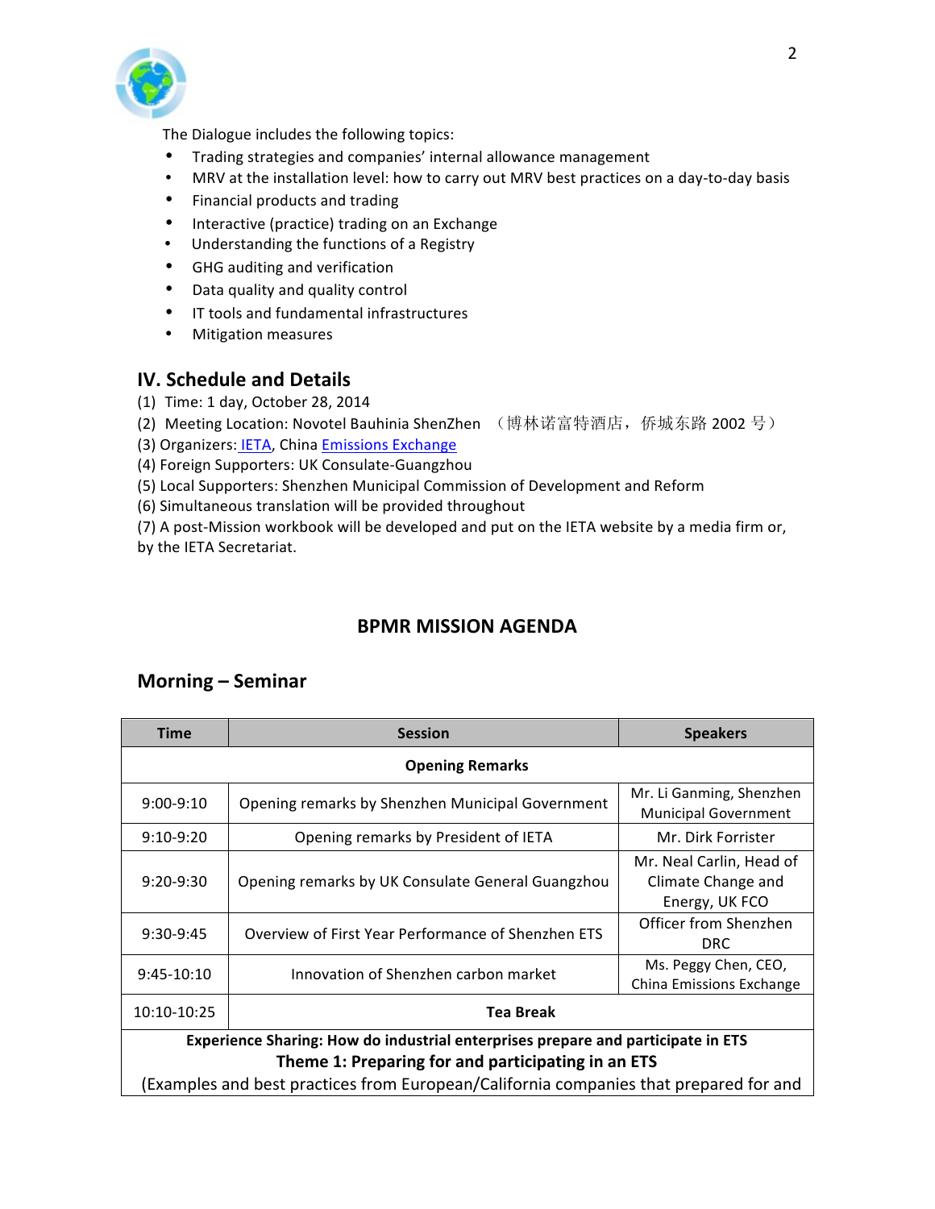The Dialogue includes the following topics:

- Trading strategies and companies' internal allowance management
- MRV at the installation level: how to carry out MRV best practices on a day-to-day basis
- Financial products and trading
- Interactive (practice) trading on an Exchange
- Understanding the functions of a Registry
- GHG auditing and verification
- Data quality and quality control
- IT tools and fundamental infrastructures
- Mitigation measures

## IV. Schedule and Details

(1) Time: 1 day, October 28, 2014
(2) Meeting Location: Novotel Bauhinia ShenZhen （博林诺富特酒店，侨城东路 2002 号）
(3) Organizers: IETA, China Emissions Exchange
(4) Foreign Supporters: UK Consulate-Guangzhou
(5) Local Supporters: Shenzhen Municipal Commission of Development and Reform
(6) Simultaneous translation will be provided throughout
(7) A post-Mission workbook will be developed and put on the IETA website by a media firm or, by the IETA Secretariat.

## BPMR MISSION AGENDA

### Morning – Seminar

| Time | Session | Speakers |
|---|---|---|
| | **Opening Remarks** | |
| 9:00-9:10 | Opening remarks by Shenzhen Municipal Government | Mr. Li Ganming, Shenzhen Municipal Government |
| 9:10-9:20 | Opening remarks by President of IETA | Mr. Dirk Forrister |
| 9:20-9:30 | Opening remarks by UK Consulate General Guangzhou | Mr. Neal Carlin, Head of Climate Change and Energy, UK FCO |
| 9:30-9:45 | Overview of First Year Performance of Shenzhen ETS | Officer from Shenzhen DRC |
| 9:45-10:10 | Innovation of Shenzhen carbon market | Ms. Peggy Chen, CEO, China Emissions Exchange |
| 10:10-10:25 | **Tea Break** | |
| | **Experience Sharing: How do industrial enterprises prepare and participate in ETS**<br>**Theme 1: Preparing for and participating in an ETS**<br>(Examples and best practices from European/California companies that prepared for and | |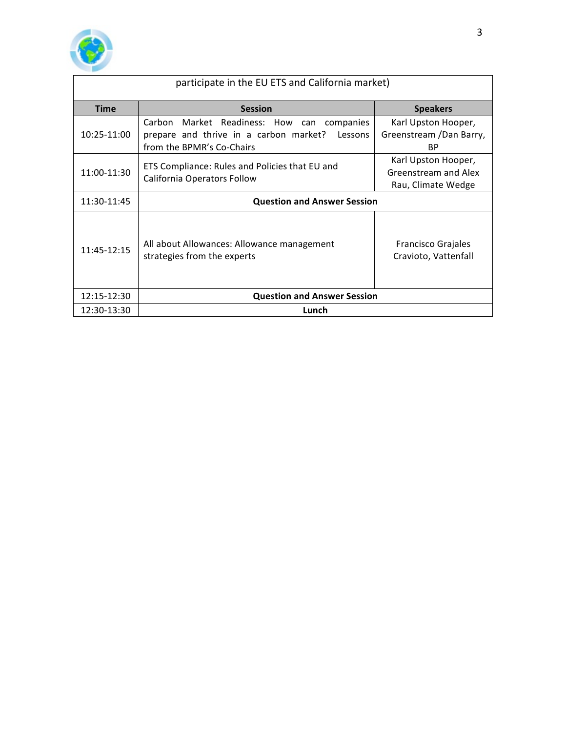participate in the EU ETS and California market)

| Time | Session | Speakers |
| --- | --- | --- |
| 10:25-11:00 | Carbon Market Readiness: How can companies prepare and thrive in a carbon market? Lessons from the BPMR's Co-Chairs | Karl Upston Hooper, Greenstream /Dan Barry, BP |
| 11:00-11:30 | ETS Compliance: Rules and Policies that EU and California Operators Follow | Karl Upston Hooper, Greenstream and Alex Rau, Climate Wedge |
| 11:30-11:45 | **Question and Answer Session** | |
| 11:45-12:15 | All about Allowances: Allowance management strategies from the experts | Francisco Grajales Cravioto, Vattenfall |
| 12:15-12:30 | **Question and Answer Session** | |
| 12:30-13:30 | **Lunch** | |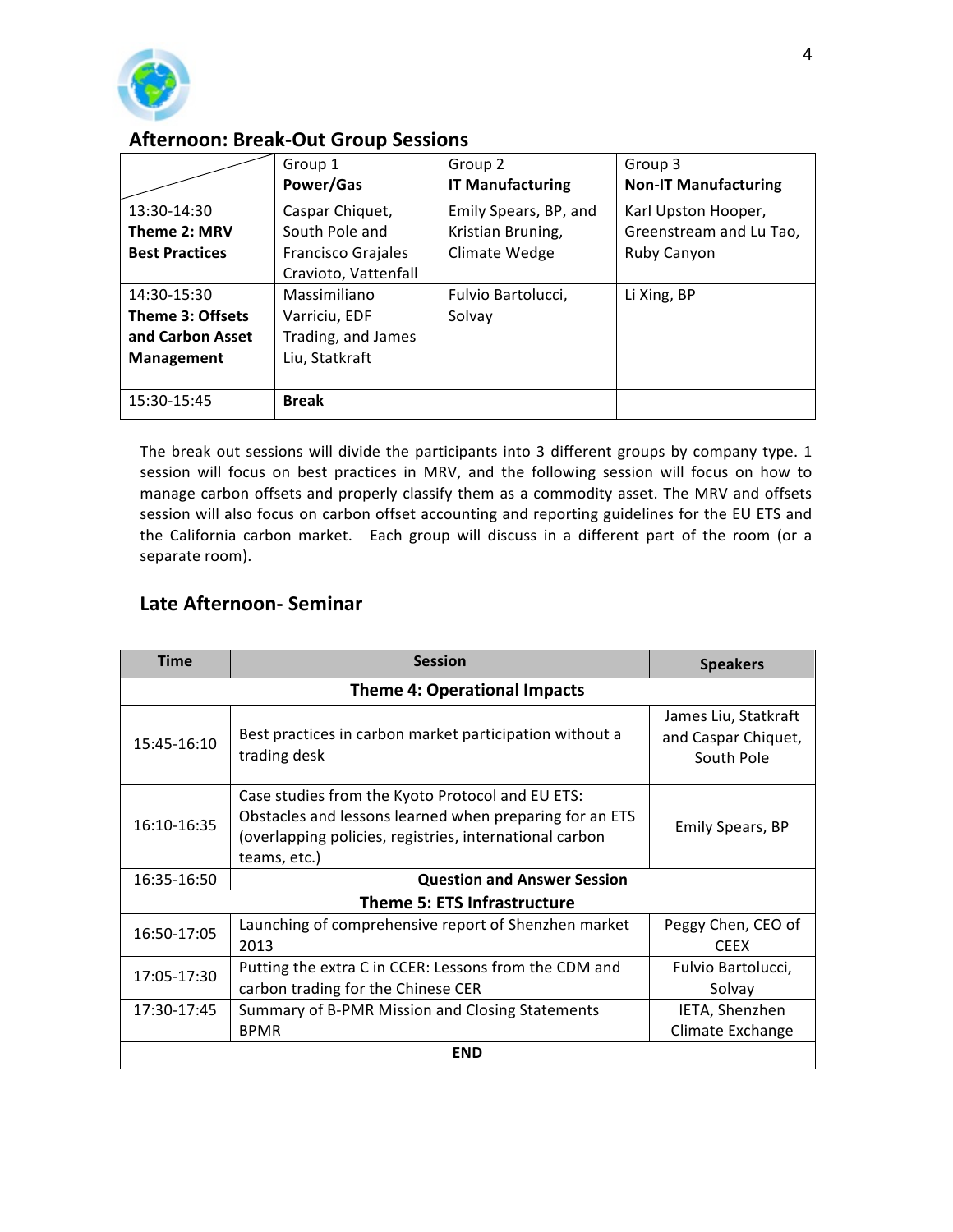## Afternoon: Break-Out Group Sessions

| | Group 1 **Power/Gas** | Group 2 **IT Manufacturing** | Group 3 **Non-IT Manufacturing** |
|---|---|---|---|
| 13:30-14:30 **Theme 2: MRV Best Practices** | Caspar Chiquet, South Pole and Francisco Grajales Cravioto, Vattenfall | Emily Spears, BP, and Kristian Bruning, Climate Wedge | Karl Upston Hooper, Greenstream and Lu Tao, Ruby Canyon |
| 14:30-15:30 **Theme 3: Offsets and Carbon Asset Management** | Massimiliano Varriciu, EDF Trading, and James Liu, Statkraft | Fulvio Bartolucci, Solvay | Li Xing, BP |
| 15:30-15:45 | **Break** | | |

The break out sessions will divide the participants into 3 different groups by company type. 1 session will focus on best practices in MRV, and the following session will focus on how to manage carbon offsets and properly classify them as a commodity asset. The MRV and offsets session will also focus on carbon offset accounting and reporting guidelines for the EU ETS and the California carbon market. Each group will discuss in a different part of the room (or a separate room).

## Late Afternoon- Seminar

| Time | Session | Speakers |
|---|---|---|
| | **Theme 4: Operational Impacts** | |
| 15:45-16:10 | Best practices in carbon market participation without a trading desk | James Liu, Statkraft and Caspar Chiquet, South Pole |
| 16:10-16:35 | Case studies from the Kyoto Protocol and EU ETS: Obstacles and lessons learned when preparing for an ETS (overlapping policies, registries, international carbon teams, etc.) | Emily Spears, BP |
| 16:35-16:50 | **Question and Answer Session** | |
| | **Theme 5: ETS Infrastructure** | |
| 16:50-17:05 | Launching of comprehensive report of Shenzhen market 2013 | Peggy Chen, CEO of CEEX |
| 17:05-17:30 | Putting the extra C in CCER: Lessons from the CDM and carbon trading for the Chinese CER | Fulvio Bartolucci, Solvay |
| 17:30-17:45 | Summary of B-PMR Mission and Closing Statements BPMR | IETA, Shenzhen Climate Exchange |
| | **END** | |